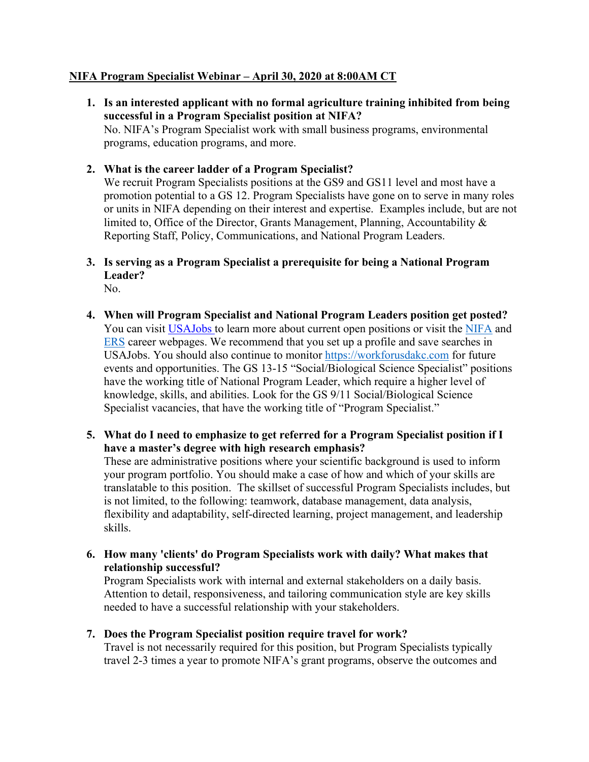**NIFA Program Specialist Webinar – April 30, 2020 at 8:00AM CT**

1. **Is an interested applicant with no formal agriculture training inhibited from being successful in a Program Specialist position at NIFA?**
   No. NIFA's Program Specialist work with small business programs, environmental programs, education programs, and more.

2. **What is the career ladder of a Program Specialist?**
   We recruit Program Specialists positions at the GS9 and GS11 level and most have a promotion potential to a GS 12. Program Specialists have gone on to serve in many roles or units in NIFA depending on their interest and expertise. Examples include, but are not limited to, Office of the Director, Grants Management, Planning, Accountability & Reporting Staff, Policy, Communications, and National Program Leaders.

3. **Is serving as a Program Specialist a prerequisite for being a National Program Leader?**
   No.

4. **When will Program Specialist and National Program Leaders position get posted?**
   You can visit USAJobs to learn more about current open positions or visit the NIFA and ERS career webpages. We recommend that you set up a profile and save searches in USAJobs. You should also continue to monitor https://workforusdakc.com for future events and opportunities. The GS 13-15 "Social/Biological Science Specialist" positions have the working title of National Program Leader, which require a higher level of knowledge, skills, and abilities. Look for the GS 9/11 Social/Biological Science Specialist vacancies, that have the working title of "Program Specialist."

5. **What do I need to emphasize to get referred for a Program Specialist position if I have a master's degree with high research emphasis?**
   These are administrative positions where your scientific background is used to inform your program portfolio. You should make a case of how and which of your skills are translatable to this position. The skillset of successful Program Specialists includes, but is not limited, to the following: teamwork, database management, data analysis, flexibility and adaptability, self-directed learning, project management, and leadership skills.

6. **How many 'clients' do Program Specialists work with daily? What makes that relationship successful?**
   Program Specialists work with internal and external stakeholders on a daily basis. Attention to detail, responsiveness, and tailoring communication style are key skills needed to have a successful relationship with your stakeholders.

7. **Does the Program Specialist position require travel for work?**
   Travel is not necessarily required for this position, but Program Specialists typically travel 2-3 times a year to promote NIFA's grant programs, observe the outcomes and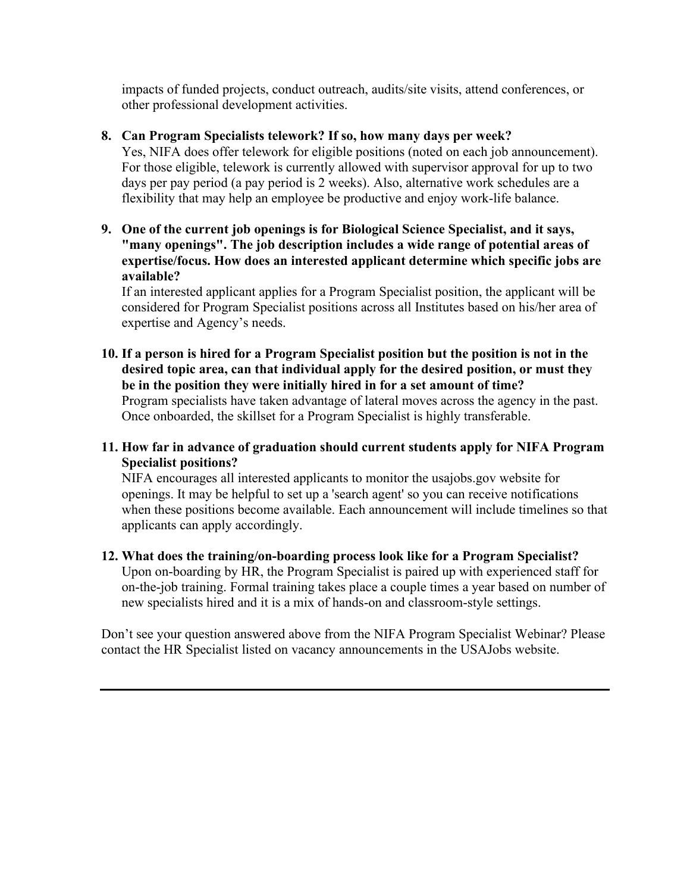impacts of funded projects, conduct outreach, audits/site visits, attend conferences, or other professional development activities.

8. **Can Program Specialists telework? If so, how many days per week?**
   Yes, NIFA does offer telework for eligible positions (noted on each job announcement). For those eligible, telework is currently allowed with supervisor approval for up to two days per pay period (a pay period is 2 weeks). Also, alternative work schedules are a flexibility that may help an employee be productive and enjoy work-life balance.

9. **One of the current job openings is for Biological Science Specialist, and it says, "many openings". The job description includes a wide range of potential areas of expertise/focus. How does an interested applicant determine which specific jobs are available?**
   If an interested applicant applies for a Program Specialist position, the applicant will be considered for Program Specialist positions across all Institutes based on his/her area of expertise and Agency's needs.

10. **If a person is hired for a Program Specialist position but the position is not in the desired topic area, can that individual apply for the desired position, or must they be in the position they were initially hired in for a set amount of time?**
    Program specialists have taken advantage of lateral moves across the agency in the past. Once onboarded, the skillset for a Program Specialist is highly transferable.

11. **How far in advance of graduation should current students apply for NIFA Program Specialist positions?**
    NIFA encourages all interested applicants to monitor the usajobs.gov website for openings. It may be helpful to set up a 'search agent' so you can receive notifications when these positions become available. Each announcement will include timelines so that applicants can apply accordingly.

12. **What does the training/on-boarding process look like for a Program Specialist?**
    Upon on-boarding by HR, the Program Specialist is paired up with experienced staff for on-the-job training. Formal training takes place a couple times a year based on number of new specialists hired and it is a mix of hands-on and classroom-style settings.

Don't see your question answered above from the NIFA Program Specialist Webinar? Please contact the HR Specialist listed on vacancy announcements in the USAJobs website.

---